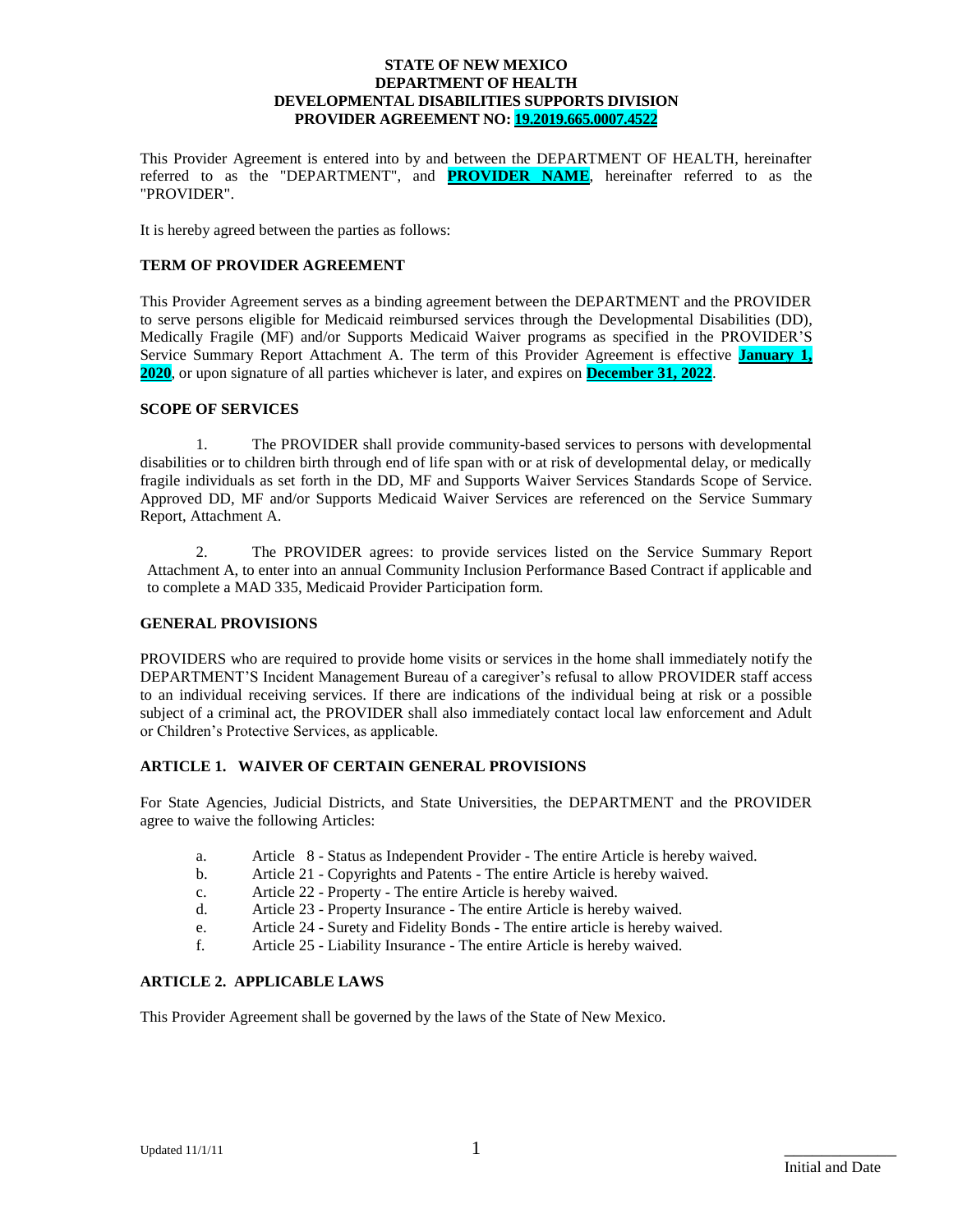**STATE OF NEW MEXICO**
**DEPARTMENT OF HEALTH**
**DEVELOPMENTAL DISABILITIES SUPPORTS DIVISION**
**PROVIDER AGREEMENT NO: 19.2019.665.0007.4522**

This Provider Agreement is entered into by and between the DEPARTMENT OF HEALTH, hereinafter referred to as the "DEPARTMENT", and **PROVIDER NAME**, hereinafter referred to as the "PROVIDER".

It is hereby agreed between the parties as follows:

**TERM OF PROVIDER AGREEMENT**

This Provider Agreement serves as a binding agreement between the DEPARTMENT and the PROVIDER to serve persons eligible for Medicaid reimbursed services through the Developmental Disabilities (DD), Medically Fragile (MF) and/or Supports Medicaid Waiver programs as specified in the PROVIDER'S Service Summary Report Attachment A. The term of this Provider Agreement is effective **January 1, 2020**, or upon signature of all parties whichever is later, and expires on **December 31, 2022**.

**SCOPE OF SERVICES**

1. The PROVIDER shall provide community-based services to persons with developmental disabilities or to children birth through end of life span with or at risk of developmental delay, or medically fragile individuals as set forth in the DD, MF and Supports Waiver Services Standards Scope of Service. Approved DD, MF and/or Supports Medicaid Waiver Services are referenced on the Service Summary Report, Attachment A.

2. The PROVIDER agrees: to provide services listed on the Service Summary Report Attachment A, to enter into an annual Community Inclusion Performance Based Contract if applicable and to complete a MAD 335, Medicaid Provider Participation form.

**GENERAL PROVISIONS**

PROVIDERS who are required to provide home visits or services in the home shall immediately notify the DEPARTMENT'S Incident Management Bureau of a caregiver's refusal to allow PROVIDER staff access to an individual receiving services. If there are indications of the individual being at risk or a possible subject of a criminal act, the PROVIDER shall also immediately contact local law enforcement and Adult or Children's Protective Services, as applicable.

**ARTICLE 1. WAIVER OF CERTAIN GENERAL PROVISIONS**

For State Agencies, Judicial Districts, and State Universities, the DEPARTMENT and the PROVIDER agree to waive the following Articles:

a. Article 8 - Status as Independent Provider - The entire Article is hereby waived.
b. Article 21 - Copyrights and Patents - The entire Article is hereby waived.
c. Article 22 - Property - The entire Article is hereby waived.
d. Article 23 - Property Insurance - The entire Article is hereby waived.
e. Article 24 - Surety and Fidelity Bonds - The entire article is hereby waived.
f. Article 25 - Liability Insurance - The entire Article is hereby waived.

**ARTICLE 2. APPLICABLE LAWS**

This Provider Agreement shall be governed by the laws of the State of New Mexico.

Updated 11/1/11

Initial and Date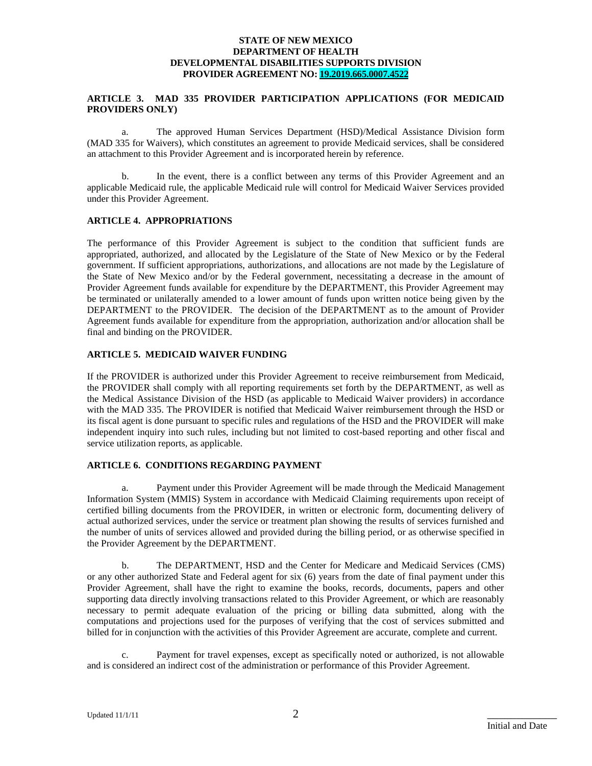**STATE OF NEW MEXICO**
**DEPARTMENT OF HEALTH**
**DEVELOPMENTAL DISABILITIES SUPPORTS DIVISION**
**PROVIDER AGREEMENT NO: 19.2019.665.0007.4522**

### ARTICLE 3. MAD 335 PROVIDER PARTICIPATION APPLICATIONS (FOR MEDICAID PROVIDERS ONLY)

a. The approved Human Services Department (HSD)/Medical Assistance Division form (MAD 335 for Waivers), which constitutes an agreement to provide Medicaid services, shall be considered an attachment to this Provider Agreement and is incorporated herein by reference.

b. In the event, there is a conflict between any terms of this Provider Agreement and an applicable Medicaid rule, the applicable Medicaid rule will control for Medicaid Waiver Services provided under this Provider Agreement.

### ARTICLE 4. APPROPRIATIONS

The performance of this Provider Agreement is subject to the condition that sufficient funds are appropriated, authorized, and allocated by the Legislature of the State of New Mexico or by the Federal government. If sufficient appropriations, authorizations, and allocations are not made by the Legislature of the State of New Mexico and/or by the Federal government, necessitating a decrease in the amount of Provider Agreement funds available for expenditure by the DEPARTMENT, this Provider Agreement may be terminated or unilaterally amended to a lower amount of funds upon written notice being given by the DEPARTMENT to the PROVIDER. The decision of the DEPARTMENT as to the amount of Provider Agreement funds available for expenditure from the appropriation, authorization and/or allocation shall be final and binding on the PROVIDER.

### ARTICLE 5. MEDICAID WAIVER FUNDING

If the PROVIDER is authorized under this Provider Agreement to receive reimbursement from Medicaid, the PROVIDER shall comply with all reporting requirements set forth by the DEPARTMENT, as well as the Medical Assistance Division of the HSD (as applicable to Medicaid Waiver providers) in accordance with the MAD 335. The PROVIDER is notified that Medicaid Waiver reimbursement through the HSD or its fiscal agent is done pursuant to specific rules and regulations of the HSD and the PROVIDER will make independent inquiry into such rules, including but not limited to cost-based reporting and other fiscal and service utilization reports, as applicable.

### ARTICLE 6. CONDITIONS REGARDING PAYMENT

a. Payment under this Provider Agreement will be made through the Medicaid Management Information System (MMIS) System in accordance with Medicaid Claiming requirements upon receipt of certified billing documents from the PROVIDER, in written or electronic form, documenting delivery of actual authorized services, under the service or treatment plan showing the results of services furnished and the number of units of services allowed and provided during the billing period, or as otherwise specified in the Provider Agreement by the DEPARTMENT.

b. The DEPARTMENT, HSD and the Center for Medicare and Medicaid Services (CMS) or any other authorized State and Federal agent for six (6) years from the date of final payment under this Provider Agreement, shall have the right to examine the books, records, documents, papers and other supporting data directly involving transactions related to this Provider Agreement, or which are reasonably necessary to permit adequate evaluation of the pricing or billing data submitted, along with the computations and projections used for the purposes of verifying that the cost of services submitted and billed for in conjunction with the activities of this Provider Agreement are accurate, complete and current.

c. Payment for travel expenses, except as specifically noted or authorized, is not allowable and is considered an indirect cost of the administration or performance of this Provider Agreement.

Updated 11/1/11

_____________
Initial and Date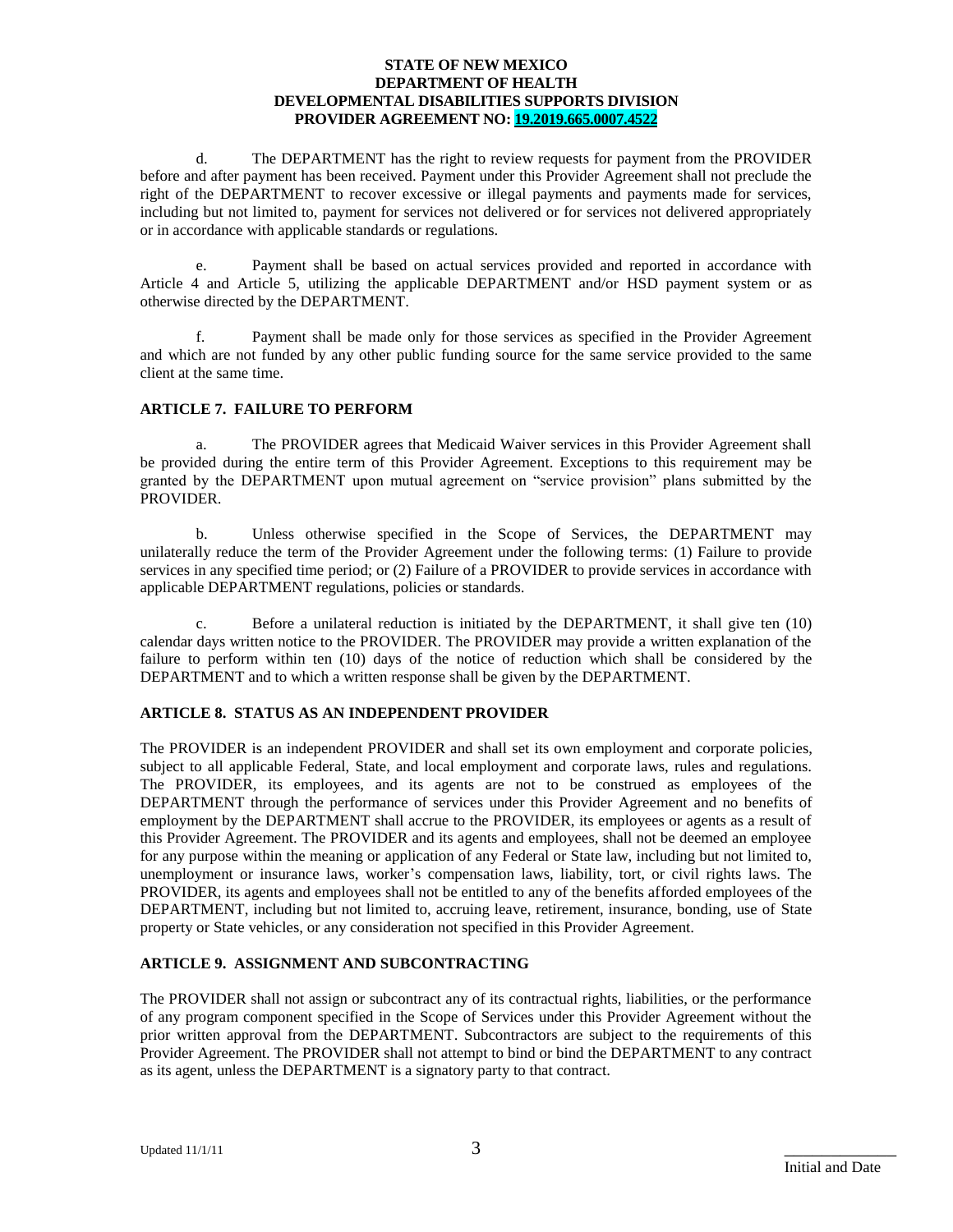d. The DEPARTMENT has the right to review requests for payment from the PROVIDER before and after payment has been received. Payment under this Provider Agreement shall not preclude the right of the DEPARTMENT to recover excessive or illegal payments and payments made for services, including but not limited to, payment for services not delivered or for services not delivered appropriately or in accordance with applicable standards or regulations.

e. Payment shall be based on actual services provided and reported in accordance with Article 4 and Article 5, utilizing the applicable DEPARTMENT and/or HSD payment system or as otherwise directed by the DEPARTMENT.

f. Payment shall be made only for those services as specified in the Provider Agreement and which are not funded by any other public funding source for the same service provided to the same client at the same time.

## ARTICLE 7. FAILURE TO PERFORM

a. The PROVIDER agrees that Medicaid Waiver services in this Provider Agreement shall be provided during the entire term of this Provider Agreement. Exceptions to this requirement may be granted by the DEPARTMENT upon mutual agreement on "service provision" plans submitted by the PROVIDER.

b. Unless otherwise specified in the Scope of Services, the DEPARTMENT may unilaterally reduce the term of the Provider Agreement under the following terms: (1) Failure to provide services in any specified time period; or (2) Failure of a PROVIDER to provide services in accordance with applicable DEPARTMENT regulations, policies or standards.

c. Before a unilateral reduction is initiated by the DEPARTMENT, it shall give ten (10) calendar days written notice to the PROVIDER. The PROVIDER may provide a written explanation of the failure to perform within ten (10) days of the notice of reduction which shall be considered by the DEPARTMENT and to which a written response shall be given by the DEPARTMENT.

## ARTICLE 8. STATUS AS AN INDEPENDENT PROVIDER

The PROVIDER is an independent PROVIDER and shall set its own employment and corporate policies, subject to all applicable Federal, State, and local employment and corporate laws, rules and regulations. The PROVIDER, its employees, and its agents are not to be construed as employees of the DEPARTMENT through the performance of services under this Provider Agreement and no benefits of employment by the DEPARTMENT shall accrue to the PROVIDER, its employees or agents as a result of this Provider Agreement. The PROVIDER and its agents and employees, shall not be deemed an employee for any purpose within the meaning or application of any Federal or State law, including but not limited to, unemployment or insurance laws, worker's compensation laws, liability, tort, or civil rights laws. The PROVIDER, its agents and employees shall not be entitled to any of the benefits afforded employees of the DEPARTMENT, including but not limited to, accruing leave, retirement, insurance, bonding, use of State property or State vehicles, or any consideration not specified in this Provider Agreement.

## ARTICLE 9. ASSIGNMENT AND SUBCONTRACTING

The PROVIDER shall not assign or subcontract any of its contractual rights, liabilities, or the performance of any program component specified in the Scope of Services under this Provider Agreement without the prior written approval from the DEPARTMENT. Subcontractors are subject to the requirements of this Provider Agreement. The PROVIDER shall not attempt to bind or bind the DEPARTMENT to any contract as its agent, unless the DEPARTMENT is a signatory party to that contract.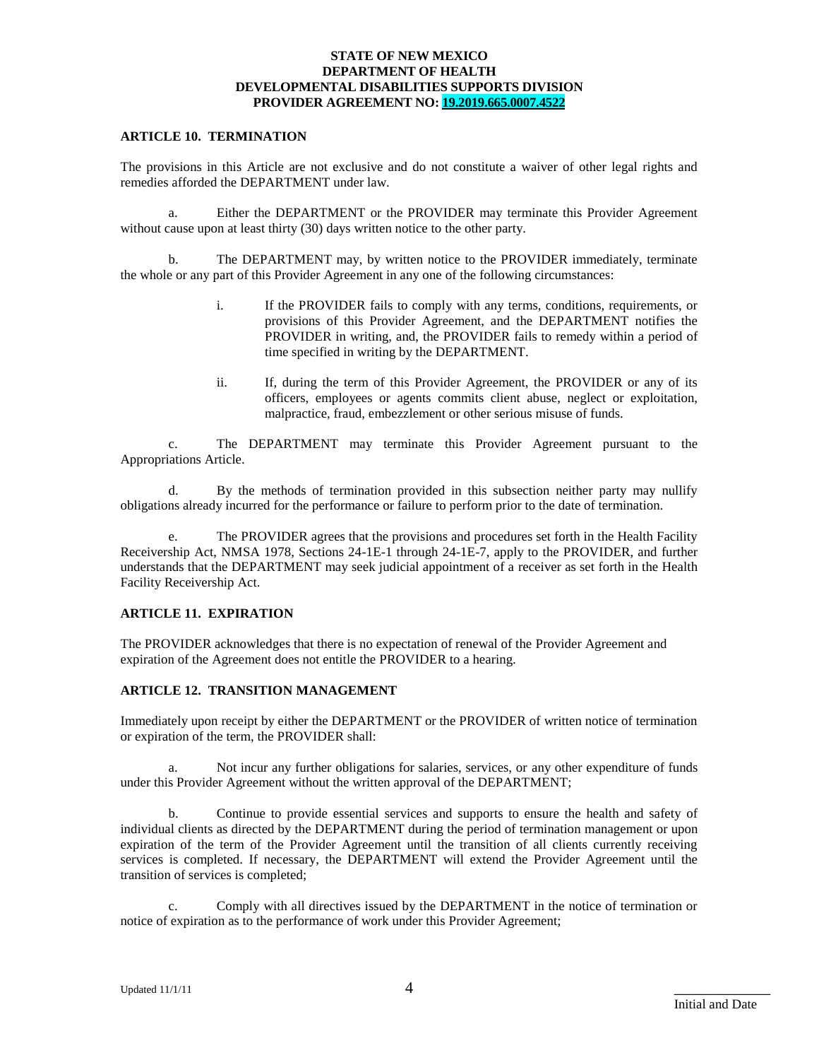**STATE OF NEW MEXICO**
**DEPARTMENT OF HEALTH**
**DEVELOPMENTAL DISABILITIES SUPPORTS DIVISION**
**PROVIDER AGREEMENT NO: 19.2019.665.0007.4522**

## ARTICLE 10. TERMINATION

The provisions in this Article are not exclusive and do not constitute a waiver of other legal rights and remedies afforded the DEPARTMENT under law.

a. Either the DEPARTMENT or the PROVIDER may terminate this Provider Agreement without cause upon at least thirty (30) days written notice to the other party.

b. The DEPARTMENT may, by written notice to the PROVIDER immediately, terminate the whole or any part of this Provider Agreement in any one of the following circumstances:

i. If the PROVIDER fails to comply with any terms, conditions, requirements, or provisions of this Provider Agreement, and the DEPARTMENT notifies the PROVIDER in writing, and, the PROVIDER fails to remedy within a period of time specified in writing by the DEPARTMENT.

ii. If, during the term of this Provider Agreement, the PROVIDER or any of its officers, employees or agents commits client abuse, neglect or exploitation, malpractice, fraud, embezzlement or other serious misuse of funds.

c. The DEPARTMENT may terminate this Provider Agreement pursuant to the Appropriations Article.

d. By the methods of termination provided in this subsection neither party may nullify obligations already incurred for the performance or failure to perform prior to the date of termination.

e. The PROVIDER agrees that the provisions and procedures set forth in the Health Facility Receivership Act, NMSA 1978, Sections 24-1E-1 through 24-1E-7, apply to the PROVIDER, and further understands that the DEPARTMENT may seek judicial appointment of a receiver as set forth in the Health Facility Receivership Act.

## ARTICLE 11. EXPIRATION

The PROVIDER acknowledges that there is no expectation of renewal of the Provider Agreement and expiration of the Agreement does not entitle the PROVIDER to a hearing.

## ARTICLE 12. TRANSITION MANAGEMENT

Immediately upon receipt by either the DEPARTMENT or the PROVIDER of written notice of termination or expiration of the term, the PROVIDER shall:

a. Not incur any further obligations for salaries, services, or any other expenditure of funds under this Provider Agreement without the written approval of the DEPARTMENT;

b. Continue to provide essential services and supports to ensure the health and safety of individual clients as directed by the DEPARTMENT during the period of termination management or upon expiration of the term of the Provider Agreement until the transition of all clients currently receiving services is completed. If necessary, the DEPARTMENT will extend the Provider Agreement until the transition of services is completed;

c. Comply with all directives issued by the DEPARTMENT in the notice of termination or notice of expiration as to the performance of work under this Provider Agreement;

Updated 11/1/11

Initial and Date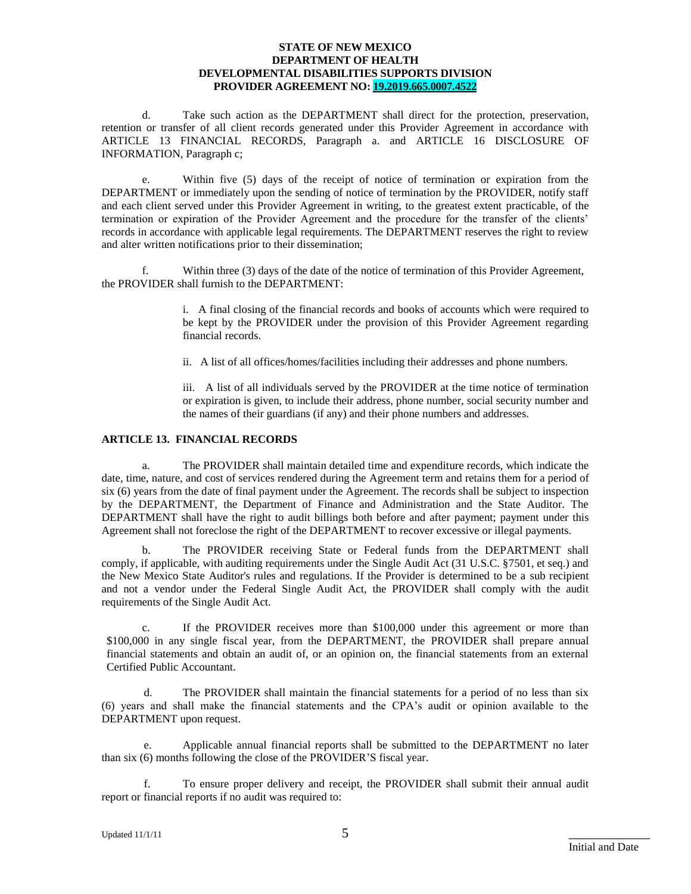**STATE OF NEW MEXICO**
**DEPARTMENT OF HEALTH**
**DEVELOPMENTAL DISABILITIES SUPPORTS DIVISION**
**PROVIDER AGREEMENT NO: 19.2019.665.0007.4522**

d. Take such action as the DEPARTMENT shall direct for the protection, preservation, retention or transfer of all client records generated under this Provider Agreement in accordance with ARTICLE 13 FINANCIAL RECORDS, Paragraph a. and ARTICLE 16 DISCLOSURE OF INFORMATION, Paragraph c;

e. Within five (5) days of the receipt of notice of termination or expiration from the DEPARTMENT or immediately upon the sending of notice of termination by the PROVIDER, notify staff and each client served under this Provider Agreement in writing, to the greatest extent practicable, of the termination or expiration of the Provider Agreement and the procedure for the transfer of the clients' records in accordance with applicable legal requirements. The DEPARTMENT reserves the right to review and alter written notifications prior to their dissemination;

f. Within three (3) days of the date of the notice of termination of this Provider Agreement, the PROVIDER shall furnish to the DEPARTMENT:

i. A final closing of the financial records and books of accounts which were required to be kept by the PROVIDER under the provision of this Provider Agreement regarding financial records.

ii. A list of all offices/homes/facilities including their addresses and phone numbers.

iii. A list of all individuals served by the PROVIDER at the time notice of termination or expiration is given, to include their address, phone number, social security number and the names of their guardians (if any) and their phone numbers and addresses.

## ARTICLE 13. FINANCIAL RECORDS

a. The PROVIDER shall maintain detailed time and expenditure records, which indicate the date, time, nature, and cost of services rendered during the Agreement term and retains them for a period of six (6) years from the date of final payment under the Agreement. The records shall be subject to inspection by the DEPARTMENT, the Department of Finance and Administration and the State Auditor. The DEPARTMENT shall have the right to audit billings both before and after payment; payment under this Agreement shall not foreclose the right of the DEPARTMENT to recover excessive or illegal payments.

b. The PROVIDER receiving State or Federal funds from the DEPARTMENT shall comply, if applicable, with auditing requirements under the Single Audit Act (31 U.S.C. §7501, et seq.) and the New Mexico State Auditor's rules and regulations. If the Provider is determined to be a sub recipient and not a vendor under the Federal Single Audit Act, the PROVIDER shall comply with the audit requirements of the Single Audit Act.

c. If the PROVIDER receives more than $100,000 under this agreement or more than $100,000 in any single fiscal year, from the DEPARTMENT, the PROVIDER shall prepare annual financial statements and obtain an audit of, or an opinion on, the financial statements from an external Certified Public Accountant.

d. The PROVIDER shall maintain the financial statements for a period of no less than six (6) years and shall make the financial statements and the CPA's audit or opinion available to the DEPARTMENT upon request.

e. Applicable annual financial reports shall be submitted to the DEPARTMENT no later than six (6) months following the close of the PROVIDER'S fiscal year.

f. To ensure proper delivery and receipt, the PROVIDER shall submit their annual audit report or financial reports if no audit was required to:

Initial and Date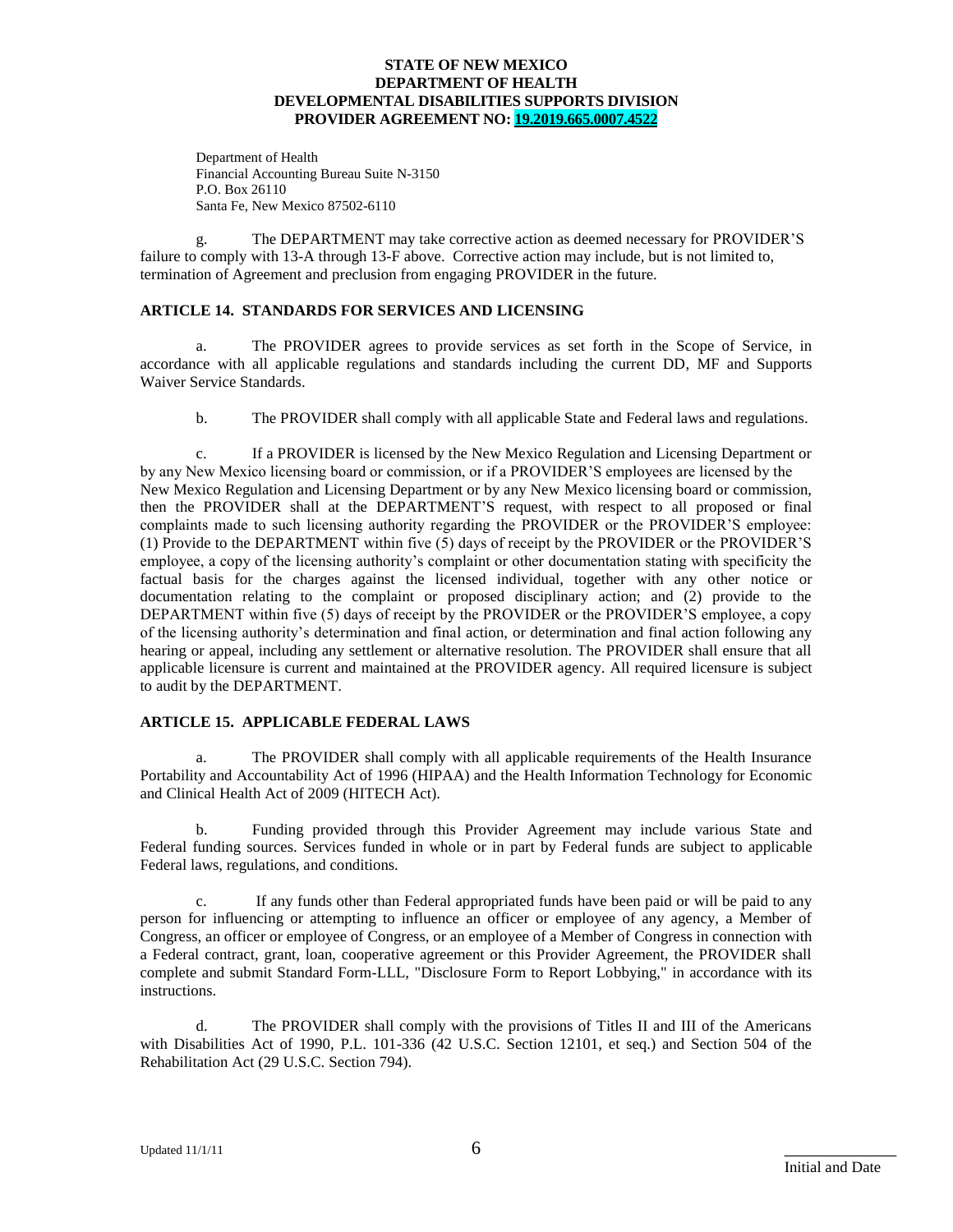Department of Health
Financial Accounting Bureau Suite N-3150
P.O. Box 26110
Santa Fe, New Mexico 87502-6110

g. The DEPARTMENT may take corrective action as deemed necessary for PROVIDER'S failure to comply with 13-A through 13-F above. Corrective action may include, but is not limited to, termination of Agreement and preclusion from engaging PROVIDER in the future.

### ARTICLE 14. STANDARDS FOR SERVICES AND LICENSING

a. The PROVIDER agrees to provide services as set forth in the Scope of Service, in accordance with all applicable regulations and standards including the current DD, MF and Supports Waiver Service Standards.

b. The PROVIDER shall comply with all applicable State and Federal laws and regulations.

c. If a PROVIDER is licensed by the New Mexico Regulation and Licensing Department or by any New Mexico licensing board or commission, or if a PROVIDER'S employees are licensed by the New Mexico Regulation and Licensing Department or by any New Mexico licensing board or commission, then the PROVIDER shall at the DEPARTMENT'S request, with respect to all proposed or final complaints made to such licensing authority regarding the PROVIDER or the PROVIDER'S employee: (1) Provide to the DEPARTMENT within five (5) days of receipt by the PROVIDER or the PROVIDER'S employee, a copy of the licensing authority's complaint or other documentation stating with specificity the factual basis for the charges against the licensed individual, together with any other notice or documentation relating to the complaint or proposed disciplinary action; and (2) provide to the DEPARTMENT within five (5) days of receipt by the PROVIDER or the PROVIDER'S employee, a copy of the licensing authority's determination and final action, or determination and final action following any hearing or appeal, including any settlement or alternative resolution. The PROVIDER shall ensure that all applicable licensure is current and maintained at the PROVIDER agency. All required licensure is subject to audit by the DEPARTMENT.

### ARTICLE 15. APPLICABLE FEDERAL LAWS

a. The PROVIDER shall comply with all applicable requirements of the Health Insurance Portability and Accountability Act of 1996 (HIPAA) and the Health Information Technology for Economic and Clinical Health Act of 2009 (HITECH Act).

b. Funding provided through this Provider Agreement may include various State and Federal funding sources. Services funded in whole or in part by Federal funds are subject to applicable Federal laws, regulations, and conditions.

c. If any funds other than Federal appropriated funds have been paid or will be paid to any person for influencing or attempting to influence an officer or employee of any agency, a Member of Congress, an officer or employee of Congress, or an employee of a Member of Congress in connection with a Federal contract, grant, loan, cooperative agreement or this Provider Agreement, the PROVIDER shall complete and submit Standard Form-LLL, "Disclosure Form to Report Lobbying," in accordance with its instructions.

d. The PROVIDER shall comply with the provisions of Titles II and III of the Americans with Disabilities Act of 1990, P.L. 101-336 (42 U.S.C. Section 12101, et seq.) and Section 504 of the Rehabilitation Act (29 U.S.C. Section 794).

Initial and Date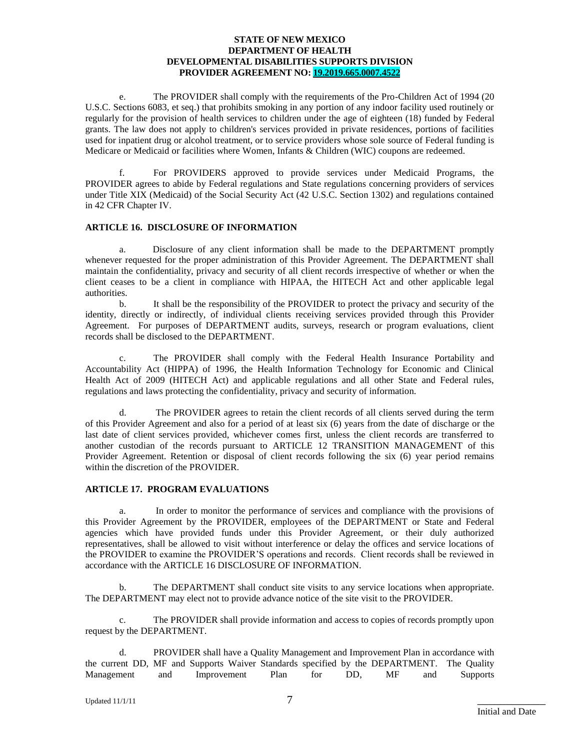e. The PROVIDER shall comply with the requirements of the Pro-Children Act of 1994 (20 U.S.C. Sections 6083, et seq.) that prohibits smoking in any portion of any indoor facility used routinely or regularly for the provision of health services to children under the age of eighteen (18) funded by Federal grants. The law does not apply to children's services provided in private residences, portions of facilities used for inpatient drug or alcohol treatment, or to service providers whose sole source of Federal funding is Medicare or Medicaid or facilities where Women, Infants & Children (WIC) coupons are redeemed.

f. For PROVIDERS approved to provide services under Medicaid Programs, the PROVIDER agrees to abide by Federal regulations and State regulations concerning providers of services under Title XIX (Medicaid) of the Social Security Act (42 U.S.C. Section 1302) and regulations contained in 42 CFR Chapter IV.

## ARTICLE 16. DISCLOSURE OF INFORMATION

a. Disclosure of any client information shall be made to the DEPARTMENT promptly whenever requested for the proper administration of this Provider Agreement. The DEPARTMENT shall maintain the confidentiality, privacy and security of all client records irrespective of whether or when the client ceases to be a client in compliance with HIPAA, the HITECH Act and other applicable legal authorities.

b. It shall be the responsibility of the PROVIDER to protect the privacy and security of the identity, directly or indirectly, of individual clients receiving services provided through this Provider Agreement. For purposes of DEPARTMENT audits, surveys, research or program evaluations, client records shall be disclosed to the DEPARTMENT.

c. The PROVIDER shall comply with the Federal Health Insurance Portability and Accountability Act (HIPPA) of 1996, the Health Information Technology for Economic and Clinical Health Act of 2009 (HITECH Act) and applicable regulations and all other State and Federal rules, regulations and laws protecting the confidentiality, privacy and security of information.

d. The PROVIDER agrees to retain the client records of all clients served during the term of this Provider Agreement and also for a period of at least six (6) years from the date of discharge or the last date of client services provided, whichever comes first, unless the client records are transferred to another custodian of the records pursuant to ARTICLE 12 TRANSITION MANAGEMENT of this Provider Agreement. Retention or disposal of client records following the six (6) year period remains within the discretion of the PROVIDER.

## ARTICLE 17. PROGRAM EVALUATIONS

a. In order to monitor the performance of services and compliance with the provisions of this Provider Agreement by the PROVIDER, employees of the DEPARTMENT or State and Federal agencies which have provided funds under this Provider Agreement, or their duly authorized representatives, shall be allowed to visit without interference or delay the offices and service locations of the PROVIDER to examine the PROVIDER'S operations and records. Client records shall be reviewed in accordance with the ARTICLE 16 DISCLOSURE OF INFORMATION.

b. The DEPARTMENT shall conduct site visits to any service locations when appropriate. The DEPARTMENT may elect not to provide advance notice of the site visit to the PROVIDER.

c. The PROVIDER shall provide information and access to copies of records promptly upon request by the DEPARTMENT.

d. PROVIDER shall have a Quality Management and Improvement Plan in accordance with the current DD, MF and Supports Waiver Standards specified by the DEPARTMENT. The Quality Management and Improvement Plan for DD, MF and Supports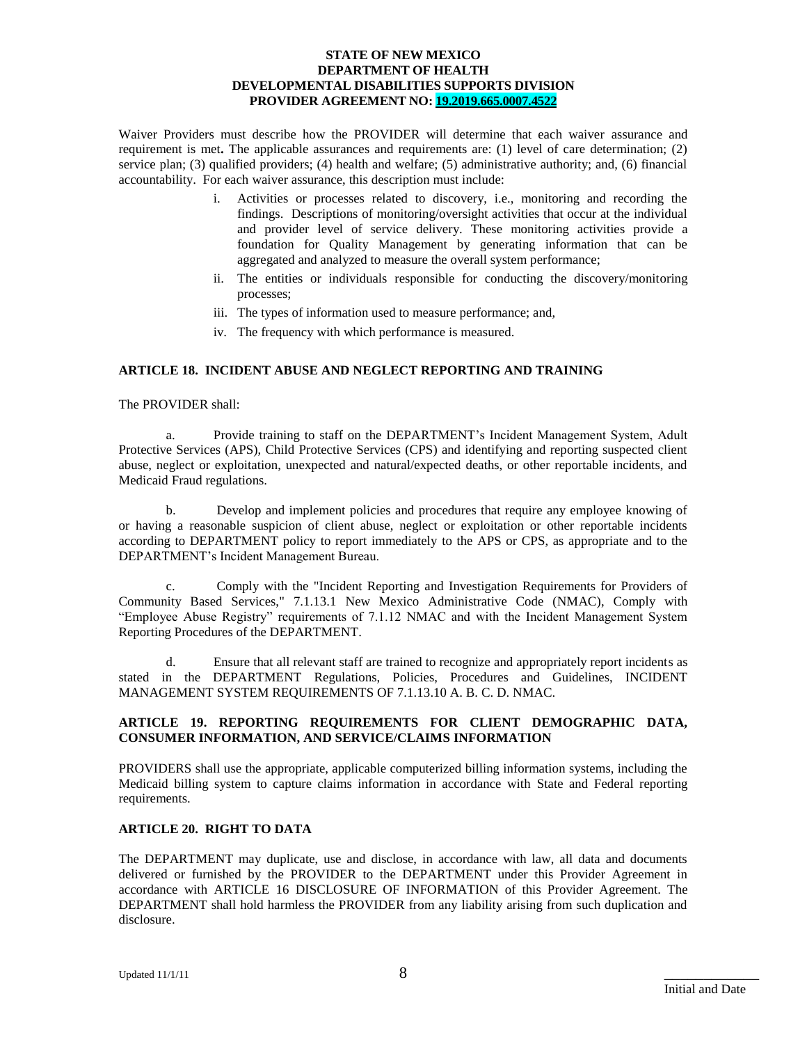Waiver Providers must describe how the PROVIDER will determine that each waiver assurance and requirement is met**.** The applicable assurances and requirements are: (1) level of care determination; (2) service plan; (3) qualified providers; (4) health and welfare; (5) administrative authority; and, (6) financial accountability. For each waiver assurance, this description must include:

i. Activities or processes related to discovery, i.e., monitoring and recording the findings. Descriptions of monitoring/oversight activities that occur at the individual and provider level of service delivery. These monitoring activities provide a foundation for Quality Management by generating information that can be aggregated and analyzed to measure the overall system performance;

ii. The entities or individuals responsible for conducting the discovery/monitoring processes;

iii. The types of information used to measure performance; and,

iv. The frequency with which performance is measured.

## ARTICLE 18. INCIDENT ABUSE AND NEGLECT REPORTING AND TRAINING

The PROVIDER shall:

a. Provide training to staff on the DEPARTMENT's Incident Management System, Adult Protective Services (APS), Child Protective Services (CPS) and identifying and reporting suspected client abuse, neglect or exploitation, unexpected and natural/expected deaths, or other reportable incidents, and Medicaid Fraud regulations.

b. Develop and implement policies and procedures that require any employee knowing of or having a reasonable suspicion of client abuse, neglect or exploitation or other reportable incidents according to DEPARTMENT policy to report immediately to the APS or CPS, as appropriate and to the DEPARTMENT's Incident Management Bureau.

c. Comply with the "Incident Reporting and Investigation Requirements for Providers of Community Based Services," 7.1.13.1 New Mexico Administrative Code (NMAC), Comply with "Employee Abuse Registry" requirements of 7.1.12 NMAC and with the Incident Management System Reporting Procedures of the DEPARTMENT.

d. Ensure that all relevant staff are trained to recognize and appropriately report incidents as stated in the DEPARTMENT Regulations, Policies, Procedures and Guidelines, INCIDENT MANAGEMENT SYSTEM REQUIREMENTS OF 7.1.13.10 A. B. C. D. NMAC.

## ARTICLE 19. REPORTING REQUIREMENTS FOR CLIENT DEMOGRAPHIC DATA, CONSUMER INFORMATION, AND SERVICE/CLAIMS INFORMATION

PROVIDERS shall use the appropriate, applicable computerized billing information systems, including the Medicaid billing system to capture claims information in accordance with State and Federal reporting requirements.

## ARTICLE 20. RIGHT TO DATA

The DEPARTMENT may duplicate, use and disclose, in accordance with law, all data and documents delivered or furnished by the PROVIDER to the DEPARTMENT under this Provider Agreement in accordance with ARTICLE 16 DISCLOSURE OF INFORMATION of this Provider Agreement. The DEPARTMENT shall hold harmless the PROVIDER from any liability arising from such duplication and disclosure.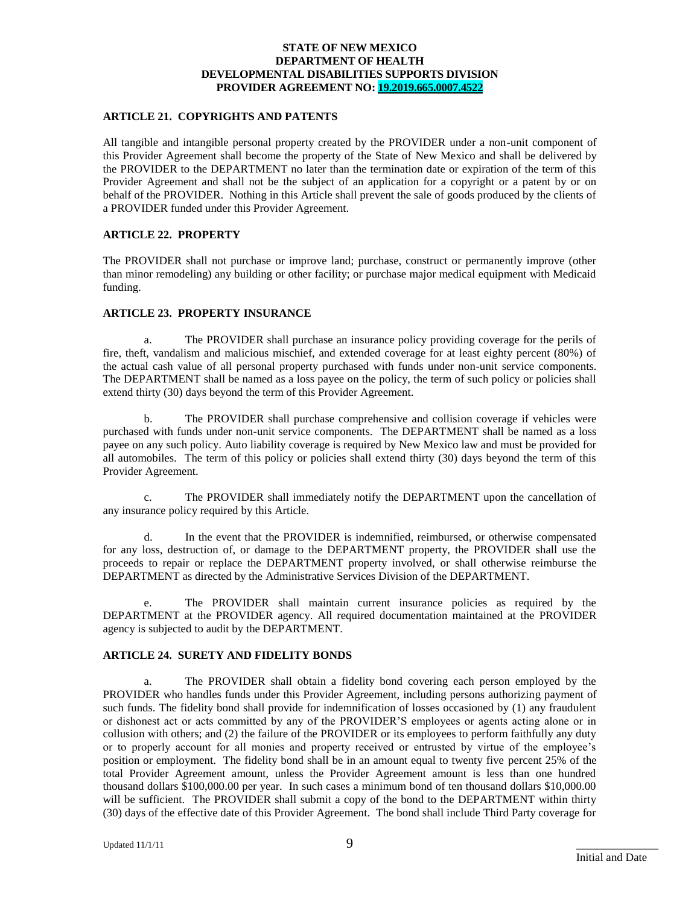### ARTICLE 21. COPYRIGHTS AND PATENTS

All tangible and intangible personal property created by the PROVIDER under a non-unit component of this Provider Agreement shall become the property of the State of New Mexico and shall be delivered by the PROVIDER to the DEPARTMENT no later than the termination date or expiration of the term of this Provider Agreement and shall not be the subject of an application for a copyright or a patent by or on behalf of the PROVIDER. Nothing in this Article shall prevent the sale of goods produced by the clients of a PROVIDER funded under this Provider Agreement.

### ARTICLE 22. PROPERTY

The PROVIDER shall not purchase or improve land; purchase, construct or permanently improve (other than minor remodeling) any building or other facility; or purchase major medical equipment with Medicaid funding.

### ARTICLE 23. PROPERTY INSURANCE

a. The PROVIDER shall purchase an insurance policy providing coverage for the perils of fire, theft, vandalism and malicious mischief, and extended coverage for at least eighty percent (80%) of the actual cash value of all personal property purchased with funds under non-unit service components. The DEPARTMENT shall be named as a loss payee on the policy, the term of such policy or policies shall extend thirty (30) days beyond the term of this Provider Agreement.

b. The PROVIDER shall purchase comprehensive and collision coverage if vehicles were purchased with funds under non-unit service components. The DEPARTMENT shall be named as a loss payee on any such policy. Auto liability coverage is required by New Mexico law and must be provided for all automobiles. The term of this policy or policies shall extend thirty (30) days beyond the term of this Provider Agreement.

c. The PROVIDER shall immediately notify the DEPARTMENT upon the cancellation of any insurance policy required by this Article.

d. In the event that the PROVIDER is indemnified, reimbursed, or otherwise compensated for any loss, destruction of, or damage to the DEPARTMENT property, the PROVIDER shall use the proceeds to repair or replace the DEPARTMENT property involved, or shall otherwise reimburse the DEPARTMENT as directed by the Administrative Services Division of the DEPARTMENT.

e. The PROVIDER shall maintain current insurance policies as required by the DEPARTMENT at the PROVIDER agency. All required documentation maintained at the PROVIDER agency is subjected to audit by the DEPARTMENT.

### ARTICLE 24. SURETY AND FIDELITY BONDS

a. The PROVIDER shall obtain a fidelity bond covering each person employed by the PROVIDER who handles funds under this Provider Agreement, including persons authorizing payment of such funds. The fidelity bond shall provide for indemnification of losses occasioned by (1) any fraudulent or dishonest act or acts committed by any of the PROVIDER'S employees or agents acting alone or in collusion with others; and (2) the failure of the PROVIDER or its employees to perform faithfully any duty or to properly account for all monies and property received or entrusted by virtue of the employee's position or employment. The fidelity bond shall be in an amount equal to twenty five percent 25% of the total Provider Agreement amount, unless the Provider Agreement amount is less than one hundred thousand dollars $100,000.00 per year. In such cases a minimum bond of ten thousand dollars $10,000.00 will be sufficient. The PROVIDER shall submit a copy of the bond to the DEPARTMENT within thirty (30) days of the effective date of this Provider Agreement. The bond shall include Third Party coverage for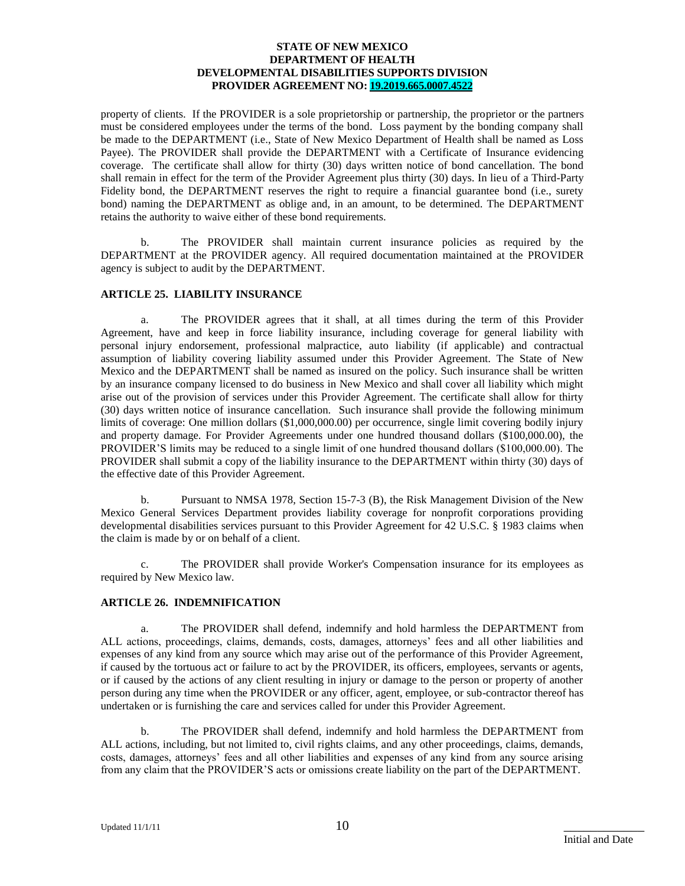property of clients. If the PROVIDER is a sole proprietorship or partnership, the proprietor or the partners must be considered employees under the terms of the bond. Loss payment by the bonding company shall be made to the DEPARTMENT (i.e., State of New Mexico Department of Health shall be named as Loss Payee). The PROVIDER shall provide the DEPARTMENT with a Certificate of Insurance evidencing coverage. The certificate shall allow for thirty (30) days written notice of bond cancellation. The bond shall remain in effect for the term of the Provider Agreement plus thirty (30) days. In lieu of a Third-Party Fidelity bond, the DEPARTMENT reserves the right to require a financial guarantee bond (i.e., surety bond) naming the DEPARTMENT as oblige and, in an amount, to be determined. The DEPARTMENT retains the authority to waive either of these bond requirements.

b. The PROVIDER shall maintain current insurance policies as required by the DEPARTMENT at the PROVIDER agency. All required documentation maintained at the PROVIDER agency is subject to audit by the DEPARTMENT.

**ARTICLE 25. LIABILITY INSURANCE**

a. The PROVIDER agrees that it shall, at all times during the term of this Provider Agreement, have and keep in force liability insurance, including coverage for general liability with personal injury endorsement, professional malpractice, auto liability (if applicable) and contractual assumption of liability covering liability assumed under this Provider Agreement. The State of New Mexico and the DEPARTMENT shall be named as insured on the policy. Such insurance shall be written by an insurance company licensed to do business in New Mexico and shall cover all liability which might arise out of the provision of services under this Provider Agreement. The certificate shall allow for thirty (30) days written notice of insurance cancellation. Such insurance shall provide the following minimum limits of coverage: One million dollars ($1,000,000.00) per occurrence, single limit covering bodily injury and property damage. For Provider Agreements under one hundred thousand dollars ($100,000.00), the PROVIDER'S limits may be reduced to a single limit of one hundred thousand dollars ($100,000.00). The PROVIDER shall submit a copy of the liability insurance to the DEPARTMENT within thirty (30) days of the effective date of this Provider Agreement.

b. Pursuant to NMSA 1978, Section 15-7-3 (B), the Risk Management Division of the New Mexico General Services Department provides liability coverage for nonprofit corporations providing developmental disabilities services pursuant to this Provider Agreement for 42 U.S.C. § 1983 claims when the claim is made by or on behalf of a client.

c. The PROVIDER shall provide Worker's Compensation insurance for its employees as required by New Mexico law.

**ARTICLE 26. INDEMNIFICATION**

a. The PROVIDER shall defend, indemnify and hold harmless the DEPARTMENT from ALL actions, proceedings, claims, demands, costs, damages, attorneys' fees and all other liabilities and expenses of any kind from any source which may arise out of the performance of this Provider Agreement, if caused by the tortuous act or failure to act by the PROVIDER, its officers, employees, servants or agents, or if caused by the actions of any client resulting in injury or damage to the person or property of another person during any time when the PROVIDER or any officer, agent, employee, or sub-contractor thereof has undertaken or is furnishing the care and services called for under this Provider Agreement.

b. The PROVIDER shall defend, indemnify and hold harmless the DEPARTMENT from ALL actions, including, but not limited to, civil rights claims, and any other proceedings, claims, demands, costs, damages, attorneys' fees and all other liabilities and expenses of any kind from any source arising from any claim that the PROVIDER'S acts or omissions create liability on the part of the DEPARTMENT.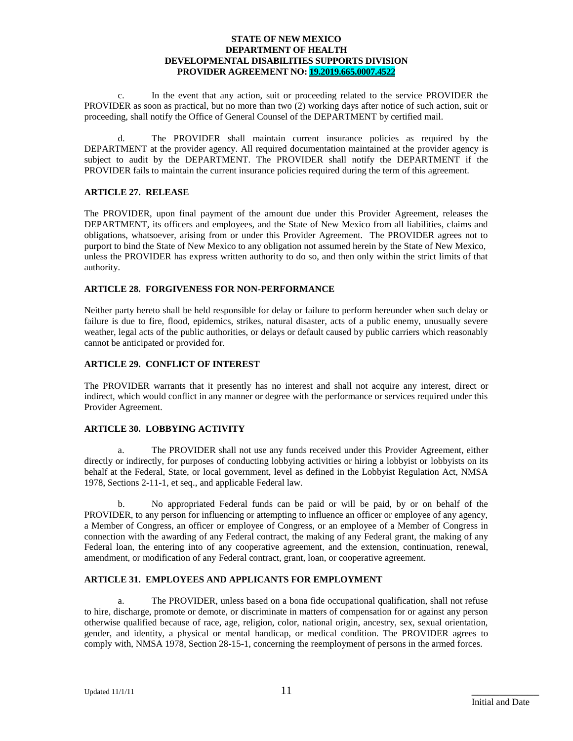c. In the event that any action, suit or proceeding related to the service PROVIDER the PROVIDER as soon as practical, but no more than two (2) working days after notice of such action, suit or proceeding, shall notify the Office of General Counsel of the DEPARTMENT by certified mail.

d. The PROVIDER shall maintain current insurance policies as required by the DEPARTMENT at the provider agency. All required documentation maintained at the provider agency is subject to audit by the DEPARTMENT. The PROVIDER shall notify the DEPARTMENT if the PROVIDER fails to maintain the current insurance policies required during the term of this agreement.

## ARTICLE 27. RELEASE

The PROVIDER, upon final payment of the amount due under this Provider Agreement, releases the DEPARTMENT, its officers and employees, and the State of New Mexico from all liabilities, claims and obligations, whatsoever, arising from or under this Provider Agreement. The PROVIDER agrees not to purport to bind the State of New Mexico to any obligation not assumed herein by the State of New Mexico, unless the PROVIDER has express written authority to do so, and then only within the strict limits of that authority.

## ARTICLE 28. FORGIVENESS FOR NON-PERFORMANCE

Neither party hereto shall be held responsible for delay or failure to perform hereunder when such delay or failure is due to fire, flood, epidemics, strikes, natural disaster, acts of a public enemy, unusually severe weather, legal acts of the public authorities, or delays or default caused by public carriers which reasonably cannot be anticipated or provided for.

## ARTICLE 29. CONFLICT OF INTEREST

The PROVIDER warrants that it presently has no interest and shall not acquire any interest, direct or indirect, which would conflict in any manner or degree with the performance or services required under this Provider Agreement.

## ARTICLE 30. LOBBYING ACTIVITY

a. The PROVIDER shall not use any funds received under this Provider Agreement, either directly or indirectly, for purposes of conducting lobbying activities or hiring a lobbyist or lobbyists on its behalf at the Federal, State, or local government, level as defined in the Lobbyist Regulation Act, NMSA 1978, Sections 2-11-1, et seq., and applicable Federal law.

b. No appropriated Federal funds can be paid or will be paid, by or on behalf of the PROVIDER, to any person for influencing or attempting to influence an officer or employee of any agency, a Member of Congress, an officer or employee of Congress, or an employee of a Member of Congress in connection with the awarding of any Federal contract, the making of any Federal grant, the making of any Federal loan, the entering into of any cooperative agreement, and the extension, continuation, renewal, amendment, or modification of any Federal contract, grant, loan, or cooperative agreement.

## ARTICLE 31. EMPLOYEES AND APPLICANTS FOR EMPLOYMENT

a. The PROVIDER, unless based on a bona fide occupational qualification, shall not refuse to hire, discharge, promote or demote, or discriminate in matters of compensation for or against any person otherwise qualified because of race, age, religion, color, national origin, ancestry, sex, sexual orientation, gender, and identity, a physical or mental handicap, or medical condition. The PROVIDER agrees to comply with, NMSA 1978, Section 28-15-1, concerning the reemployment of persons in the armed forces.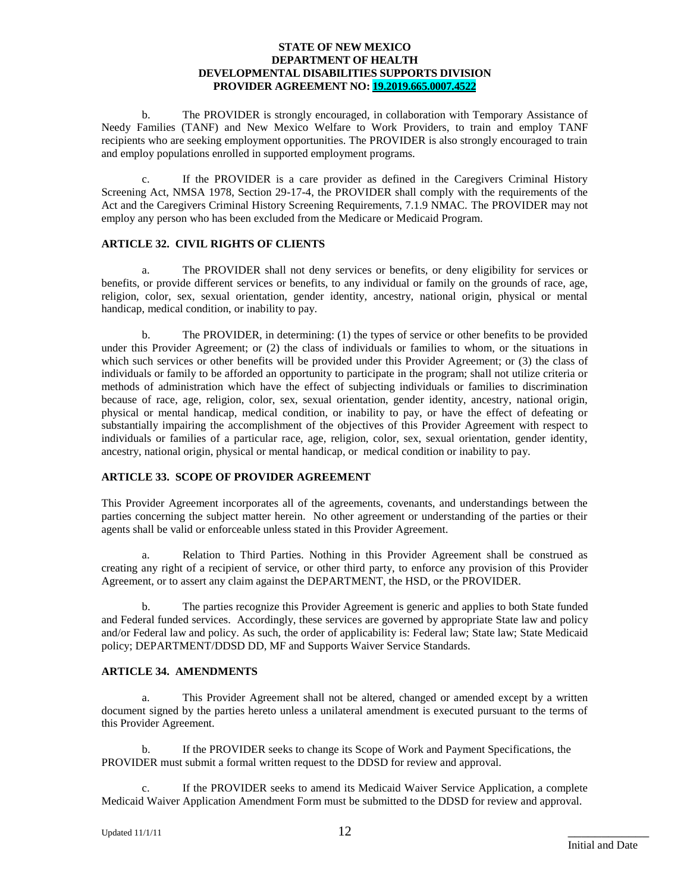b. The PROVIDER is strongly encouraged, in collaboration with Temporary Assistance of Needy Families (TANF) and New Mexico Welfare to Work Providers, to train and employ TANF recipients who are seeking employment opportunities. The PROVIDER is also strongly encouraged to train and employ populations enrolled in supported employment programs.

c. If the PROVIDER is a care provider as defined in the Caregivers Criminal History Screening Act, NMSA 1978, Section 29-17-4, the PROVIDER shall comply with the requirements of the Act and the Caregivers Criminal History Screening Requirements, 7.1.9 NMAC. The PROVIDER may not employ any person who has been excluded from the Medicare or Medicaid Program.

## ARTICLE 32. CIVIL RIGHTS OF CLIENTS

a. The PROVIDER shall not deny services or benefits, or deny eligibility for services or benefits, or provide different services or benefits, to any individual or family on the grounds of race, age, religion, color, sex, sexual orientation, gender identity, ancestry, national origin, physical or mental handicap, medical condition, or inability to pay.

b. The PROVIDER, in determining: (1) the types of service or other benefits to be provided under this Provider Agreement; or (2) the class of individuals or families to whom, or the situations in which such services or other benefits will be provided under this Provider Agreement; or (3) the class of individuals or family to be afforded an opportunity to participate in the program; shall not utilize criteria or methods of administration which have the effect of subjecting individuals or families to discrimination because of race, age, religion, color, sex, sexual orientation, gender identity, ancestry, national origin, physical or mental handicap, medical condition, or inability to pay, or have the effect of defeating or substantially impairing the accomplishment of the objectives of this Provider Agreement with respect to individuals or families of a particular race, age, religion, color, sex, sexual orientation, gender identity, ancestry, national origin, physical or mental handicap, or medical condition or inability to pay.

## ARTICLE 33. SCOPE OF PROVIDER AGREEMENT

This Provider Agreement incorporates all of the agreements, covenants, and understandings between the parties concerning the subject matter herein. No other agreement or understanding of the parties or their agents shall be valid or enforceable unless stated in this Provider Agreement.

a. Relation to Third Parties. Nothing in this Provider Agreement shall be construed as creating any right of a recipient of service, or other third party, to enforce any provision of this Provider Agreement, or to assert any claim against the DEPARTMENT, the HSD, or the PROVIDER.

b. The parties recognize this Provider Agreement is generic and applies to both State funded and Federal funded services. Accordingly, these services are governed by appropriate State law and policy and/or Federal law and policy. As such, the order of applicability is: Federal law; State law; State Medicaid policy; DEPARTMENT/DDSD DD, MF and Supports Waiver Service Standards.

## ARTICLE 34. AMENDMENTS

a. This Provider Agreement shall not be altered, changed or amended except by a written document signed by the parties hereto unless a unilateral amendment is executed pursuant to the terms of this Provider Agreement.

b. If the PROVIDER seeks to change its Scope of Work and Payment Specifications, the PROVIDER must submit a formal written request to the DDSD for review and approval.

c. If the PROVIDER seeks to amend its Medicaid Waiver Service Application, a complete Medicaid Waiver Application Amendment Form must be submitted to the DDSD for review and approval.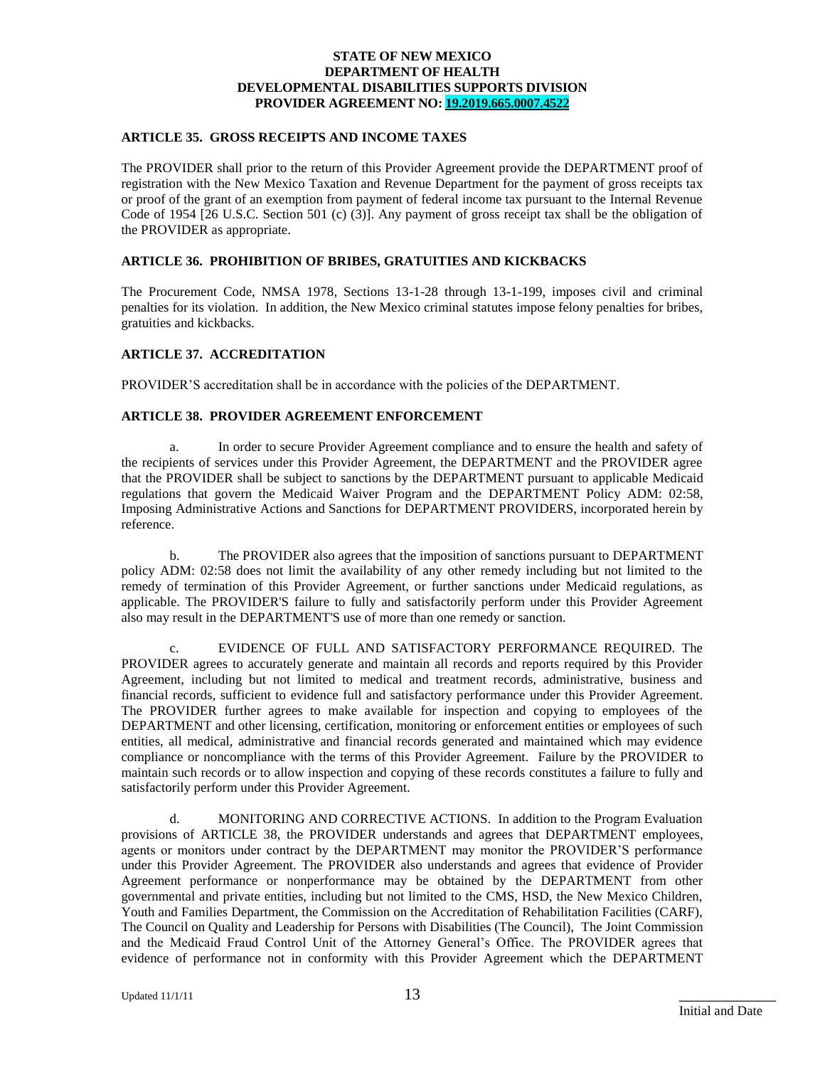## ARTICLE 35. GROSS RECEIPTS AND INCOME TAXES

The PROVIDER shall prior to the return of this Provider Agreement provide the DEPARTMENT proof of registration with the New Mexico Taxation and Revenue Department for the payment of gross receipts tax or proof of the grant of an exemption from payment of federal income tax pursuant to the Internal Revenue Code of 1954 [26 U.S.C. Section 501 (c) (3)]. Any payment of gross receipt tax shall be the obligation of the PROVIDER as appropriate.

## ARTICLE 36. PROHIBITION OF BRIBES, GRATUITIES AND KICKBACKS

The Procurement Code, NMSA 1978, Sections 13-1-28 through 13-1-199, imposes civil and criminal penalties for its violation. In addition, the New Mexico criminal statutes impose felony penalties for bribes, gratuities and kickbacks.

## ARTICLE 37. ACCREDITATION

PROVIDER'S accreditation shall be in accordance with the policies of the DEPARTMENT.

## ARTICLE 38. PROVIDER AGREEMENT ENFORCEMENT

a. In order to secure Provider Agreement compliance and to ensure the health and safety of the recipients of services under this Provider Agreement, the DEPARTMENT and the PROVIDER agree that the PROVIDER shall be subject to sanctions by the DEPARTMENT pursuant to applicable Medicaid regulations that govern the Medicaid Waiver Program and the DEPARTMENT Policy ADM: 02:58, Imposing Administrative Actions and Sanctions for DEPARTMENT PROVIDERS, incorporated herein by reference.

b. The PROVIDER also agrees that the imposition of sanctions pursuant to DEPARTMENT policy ADM: 02:58 does not limit the availability of any other remedy including but not limited to the remedy of termination of this Provider Agreement, or further sanctions under Medicaid regulations, as applicable. The PROVIDER'S failure to fully and satisfactorily perform under this Provider Agreement also may result in the DEPARTMENT'S use of more than one remedy or sanction.

c. EVIDENCE OF FULL AND SATISFACTORY PERFORMANCE REQUIRED. The PROVIDER agrees to accurately generate and maintain all records and reports required by this Provider Agreement, including but not limited to medical and treatment records, administrative, business and financial records, sufficient to evidence full and satisfactory performance under this Provider Agreement. The PROVIDER further agrees to make available for inspection and copying to employees of the DEPARTMENT and other licensing, certification, monitoring or enforcement entities or employees of such entities, all medical, administrative and financial records generated and maintained which may evidence compliance or noncompliance with the terms of this Provider Agreement. Failure by the PROVIDER to maintain such records or to allow inspection and copying of these records constitutes a failure to fully and satisfactorily perform under this Provider Agreement.

d. MONITORING AND CORRECTIVE ACTIONS. In addition to the Program Evaluation provisions of ARTICLE 38, the PROVIDER understands and agrees that DEPARTMENT employees, agents or monitors under contract by the DEPARTMENT may monitor the PROVIDER'S performance under this Provider Agreement. The PROVIDER also understands and agrees that evidence of Provider Agreement performance or nonperformance may be obtained by the DEPARTMENT from other governmental and private entities, including but not limited to the CMS, HSD, the New Mexico Children, Youth and Families Department, the Commission on the Accreditation of Rehabilitation Facilities (CARF), The Council on Quality and Leadership for Persons with Disabilities (The Council), The Joint Commission and the Medicaid Fraud Control Unit of the Attorney General's Office. The PROVIDER agrees that evidence of performance not in conformity with this Provider Agreement which the DEPARTMENT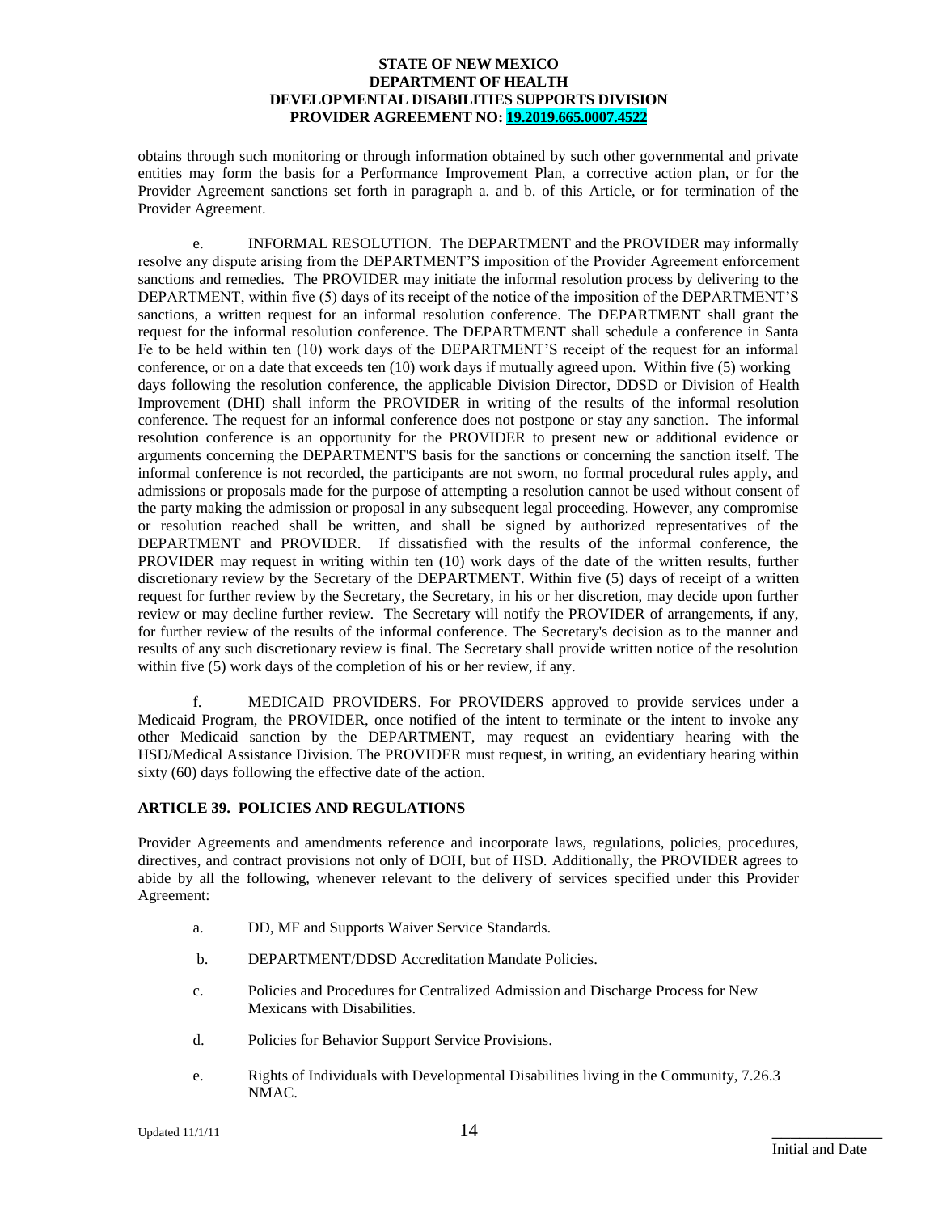obtains through such monitoring or through information obtained by such other governmental and private entities may form the basis for a Performance Improvement Plan, a corrective action plan, or for the Provider Agreement sanctions set forth in paragraph a. and b. of this Article, or for termination of the Provider Agreement.

e. INFORMAL RESOLUTION. The DEPARTMENT and the PROVIDER may informally resolve any dispute arising from the DEPARTMENT'S imposition of the Provider Agreement enforcement sanctions and remedies. The PROVIDER may initiate the informal resolution process by delivering to the DEPARTMENT, within five (5) days of its receipt of the notice of the imposition of the DEPARTMENT'S sanctions, a written request for an informal resolution conference. The DEPARTMENT shall grant the request for the informal resolution conference. The DEPARTMENT shall schedule a conference in Santa Fe to be held within ten (10) work days of the DEPARTMENT'S receipt of the request for an informal conference, or on a date that exceeds ten (10) work days if mutually agreed upon. Within five (5) working days following the resolution conference, the applicable Division Director, DDSD or Division of Health Improvement (DHI) shall inform the PROVIDER in writing of the results of the informal resolution conference. The request for an informal conference does not postpone or stay any sanction. The informal resolution conference is an opportunity for the PROVIDER to present new or additional evidence or arguments concerning the DEPARTMENT'S basis for the sanctions or concerning the sanction itself. The informal conference is not recorded, the participants are not sworn, no formal procedural rules apply, and admissions or proposals made for the purpose of attempting a resolution cannot be used without consent of the party making the admission or proposal in any subsequent legal proceeding. However, any compromise or resolution reached shall be written, and shall be signed by authorized representatives of the DEPARTMENT and PROVIDER. If dissatisfied with the results of the informal conference, the PROVIDER may request in writing within ten (10) work days of the date of the written results, further discretionary review by the Secretary of the DEPARTMENT. Within five (5) days of receipt of a written request for further review by the Secretary, the Secretary, in his or her discretion, may decide upon further review or may decline further review. The Secretary will notify the PROVIDER of arrangements, if any, for further review of the results of the informal conference. The Secretary's decision as to the manner and results of any such discretionary review is final. The Secretary shall provide written notice of the resolution within five (5) work days of the completion of his or her review, if any.

f. MEDICAID PROVIDERS. For PROVIDERS approved to provide services under a Medicaid Program, the PROVIDER, once notified of the intent to terminate or the intent to invoke any other Medicaid sanction by the DEPARTMENT, may request an evidentiary hearing with the HSD/Medical Assistance Division. The PROVIDER must request, in writing, an evidentiary hearing within sixty (60) days following the effective date of the action.

## ARTICLE 39. POLICIES AND REGULATIONS

Provider Agreements and amendments reference and incorporate laws, regulations, policies, procedures, directives, and contract provisions not only of DOH, but of HSD. Additionally, the PROVIDER agrees to abide by all the following, whenever relevant to the delivery of services specified under this Provider Agreement:

a. DD, MF and Supports Waiver Service Standards.

b. DEPARTMENT/DDSD Accreditation Mandate Policies.

c. Policies and Procedures for Centralized Admission and Discharge Process for New Mexicans with Disabilities.

d. Policies for Behavior Support Service Provisions.

e. Rights of Individuals with Developmental Disabilities living in the Community, 7.26.3 NMAC.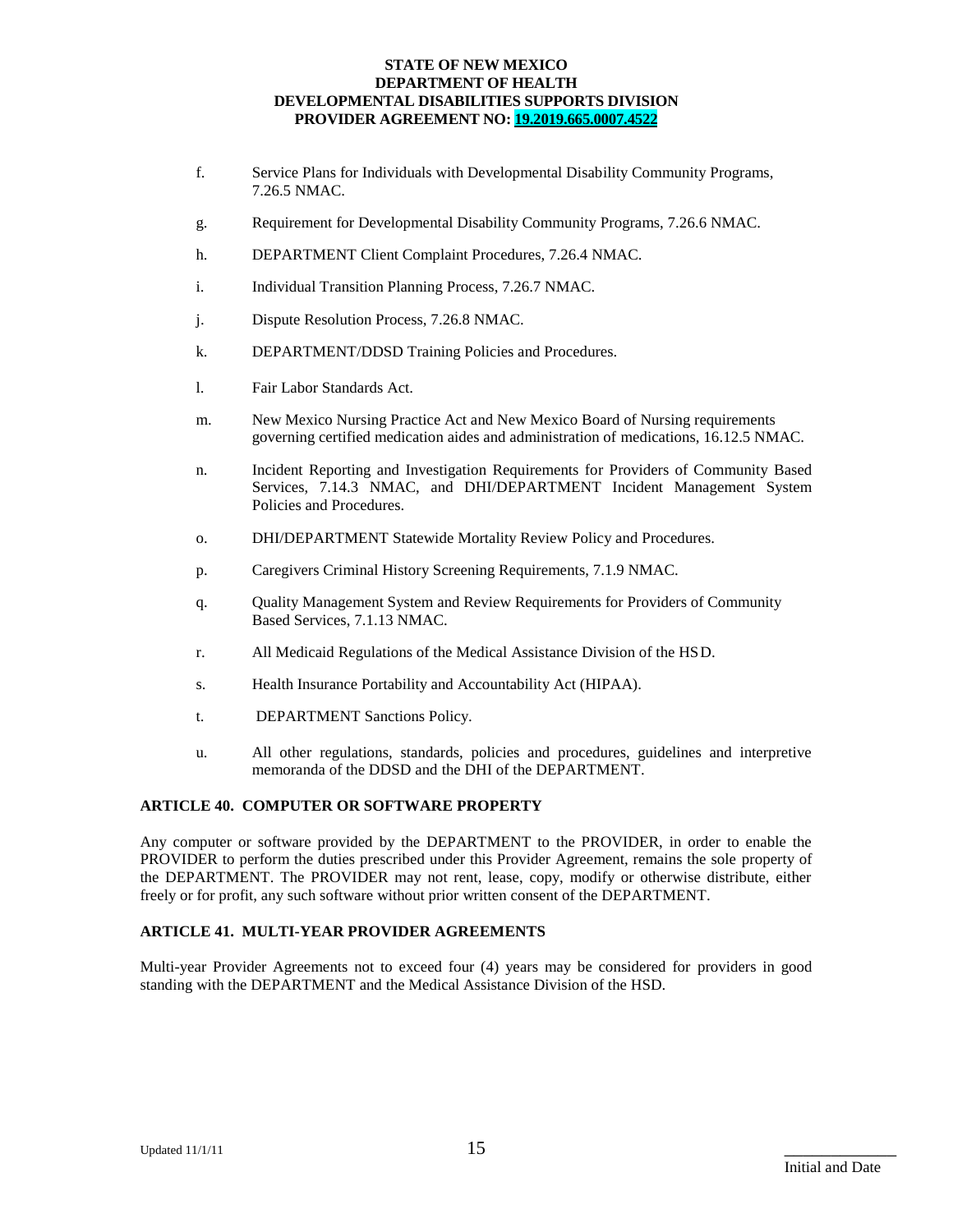f. Service Plans for Individuals with Developmental Disability Community Programs, 7.26.5 NMAC.

g. Requirement for Developmental Disability Community Programs, 7.26.6 NMAC.

h. DEPARTMENT Client Complaint Procedures, 7.26.4 NMAC.

i. Individual Transition Planning Process, 7.26.7 NMAC.

j. Dispute Resolution Process, 7.26.8 NMAC.

k. DEPARTMENT/DDSD Training Policies and Procedures.

l. Fair Labor Standards Act.

m. New Mexico Nursing Practice Act and New Mexico Board of Nursing requirements governing certified medication aides and administration of medications, 16.12.5 NMAC.

n. Incident Reporting and Investigation Requirements for Providers of Community Based Services, 7.14.3 NMAC, and DHI/DEPARTMENT Incident Management System Policies and Procedures.

o. DHI/DEPARTMENT Statewide Mortality Review Policy and Procedures.

p. Caregivers Criminal History Screening Requirements, 7.1.9 NMAC.

q. Quality Management System and Review Requirements for Providers of Community Based Services, 7.1.13 NMAC.

r. All Medicaid Regulations of the Medical Assistance Division of the HSD.

s. Health Insurance Portability and Accountability Act (HIPAA).

t. DEPARTMENT Sanctions Policy.

u. All other regulations, standards, policies and procedures, guidelines and interpretive memoranda of the DDSD and the DHI of the DEPARTMENT.

**ARTICLE 40. COMPUTER OR SOFTWARE PROPERTY**

Any computer or software provided by the DEPARTMENT to the PROVIDER, in order to enable the PROVIDER to perform the duties prescribed under this Provider Agreement, remains the sole property of the DEPARTMENT. The PROVIDER may not rent, lease, copy, modify or otherwise distribute, either freely or for profit, any such software without prior written consent of the DEPARTMENT.

**ARTICLE 41. MULTI-YEAR PROVIDER AGREEMENTS**

Multi-year Provider Agreements not to exceed four (4) years may be considered for providers in good standing with the DEPARTMENT and the Medical Assistance Division of the HSD.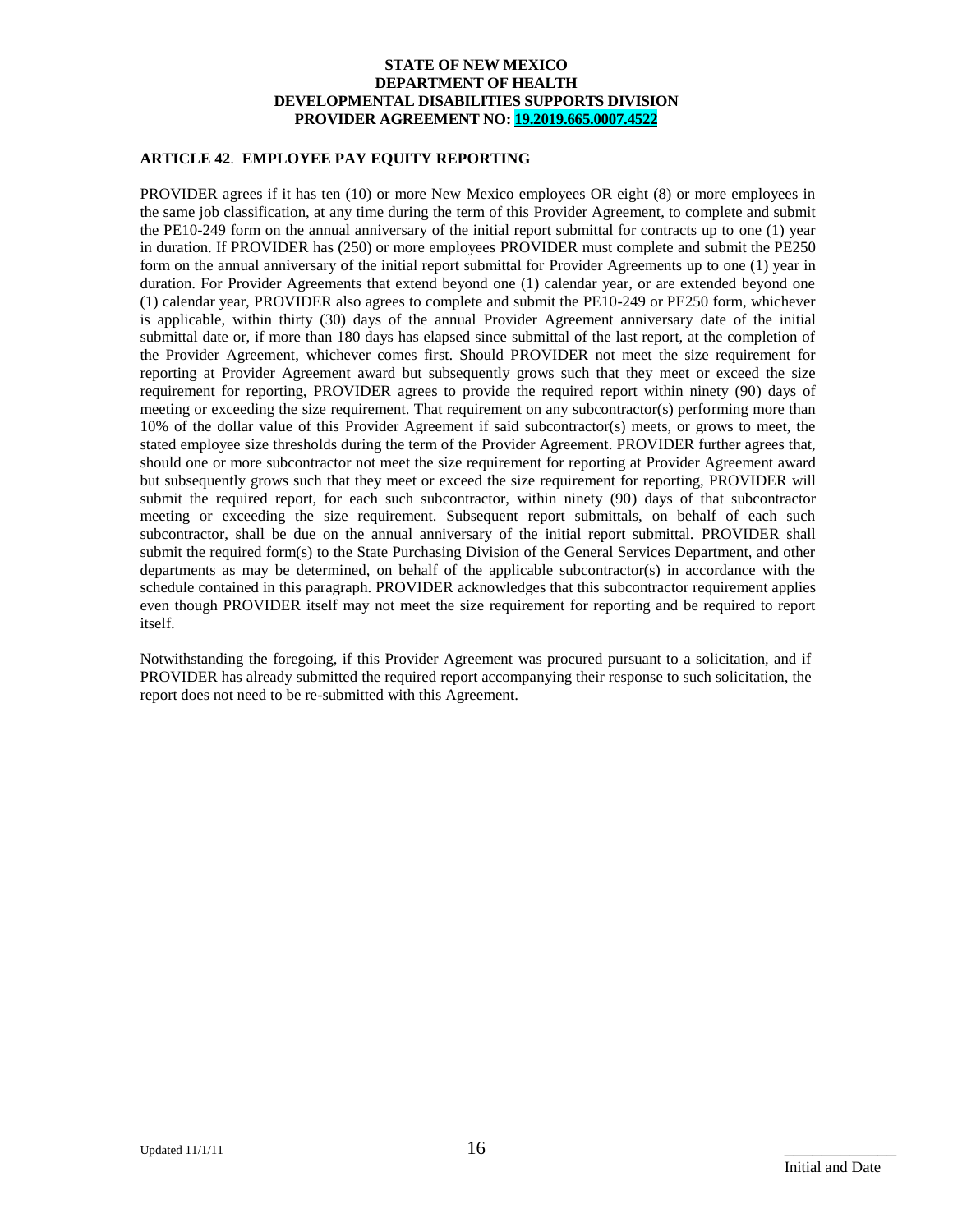**ARTICLE 42**. **EMPLOYEE PAY EQUITY REPORTING**

PROVIDER agrees if it has ten (10) or more New Mexico employees OR eight (8) or more employees in the same job classification, at any time during the term of this Provider Agreement, to complete and submit the PE10-249 form on the annual anniversary of the initial report submittal for contracts up to one (1) year in duration. If PROVIDER has (250) or more employees PROVIDER must complete and submit the PE250 form on the annual anniversary of the initial report submittal for Provider Agreements up to one (1) year in duration. For Provider Agreements that extend beyond one (1) calendar year, or are extended beyond one (1) calendar year, PROVIDER also agrees to complete and submit the PE10-249 or PE250 form, whichever is applicable, within thirty (30) days of the annual Provider Agreement anniversary date of the initial submittal date or, if more than 180 days has elapsed since submittal of the last report, at the completion of the Provider Agreement, whichever comes first. Should PROVIDER not meet the size requirement for reporting at Provider Agreement award but subsequently grows such that they meet or exceed the size requirement for reporting, PROVIDER agrees to provide the required report within ninety (90) days of meeting or exceeding the size requirement. That requirement on any subcontractor(s) performing more than 10% of the dollar value of this Provider Agreement if said subcontractor(s) meets, or grows to meet, the stated employee size thresholds during the term of the Provider Agreement. PROVIDER further agrees that, should one or more subcontractor not meet the size requirement for reporting at Provider Agreement award but subsequently grows such that they meet or exceed the size requirement for reporting, PROVIDER will submit the required report, for each such subcontractor, within ninety (90) days of that subcontractor meeting or exceeding the size requirement. Subsequent report submittals, on behalf of each such subcontractor, shall be due on the annual anniversary of the initial report submittal. PROVIDER shall submit the required form(s) to the State Purchasing Division of the General Services Department, and other departments as may be determined, on behalf of the applicable subcontractor(s) in accordance with the schedule contained in this paragraph. PROVIDER acknowledges that this subcontractor requirement applies even though PROVIDER itself may not meet the size requirement for reporting and be required to report itself.

Notwithstanding the foregoing, if this Provider Agreement was procured pursuant to a solicitation, and if PROVIDER has already submitted the required report accompanying their response to such solicitation, the report does not need to be re-submitted with this Agreement.

\_\_\_\_\_\_\_\_\_\_\_\_\_\_
Initial and Date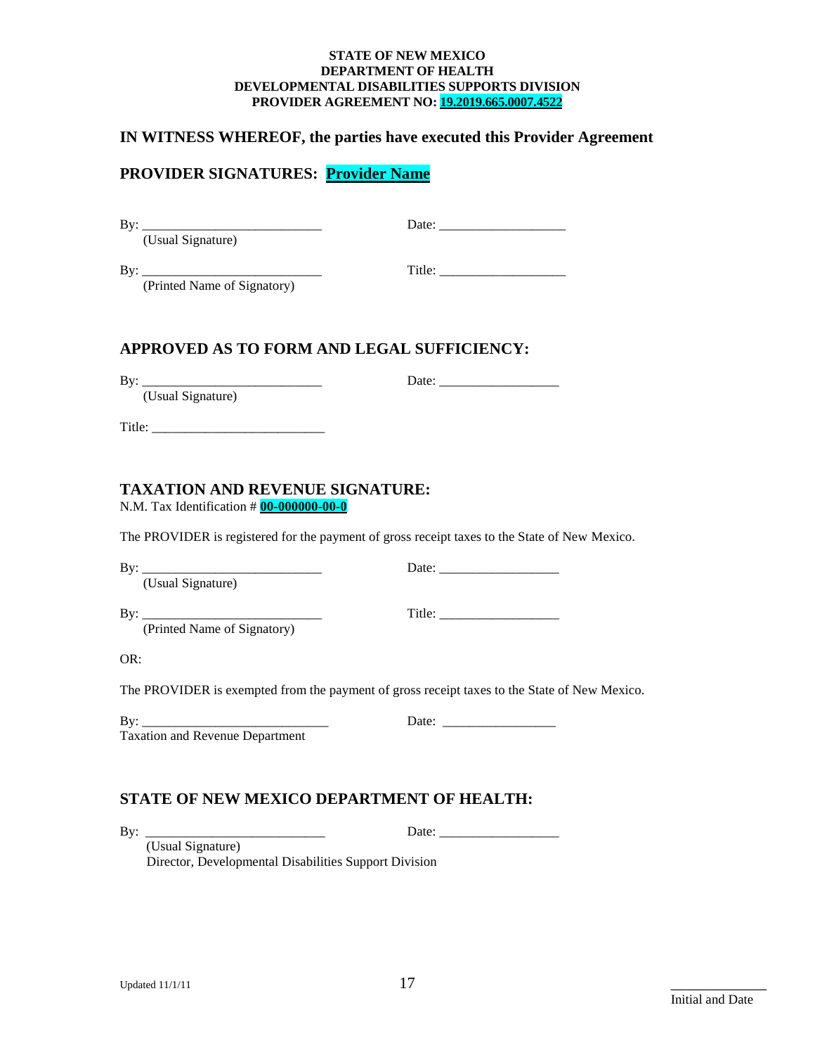**STATE OF NEW MEXICO**
**DEPARTMENT OF HEALTH**
**DEVELOPMENTAL DISABILITIES SUPPORTS DIVISION**
**PROVIDER AGREEMENT NO: 19.2019.665.0007.4522**

## IN WITNESS WHEREOF, the parties have executed this Provider Agreement

## PROVIDER SIGNATURES: Provider Name

By: ___________________________ Date: ___________________
(Usual Signature)

By: ___________________________ Title: ___________________
(Printed Name of Signatory)

## APPROVED AS TO FORM AND LEGAL SUFFICIENCY:

By: ___________________________ Date: __________________
(Usual Signature)

Title: ___________________________

## TAXATION AND REVENUE SIGNATURE:

N.M. Tax Identification # **00-000000-00-0**

The PROVIDER is registered for the payment of gross receipt taxes to the State of New Mexico.

By: ___________________________ Date: __________________
(Usual Signature)

By: ___________________________ Title: __________________
(Printed Name of Signatory)

OR:

The PROVIDER is exempted from the payment of gross receipt taxes to the State of New Mexico.

By: ____________________________ Date: _________________
Taxation and Revenue Department

## STATE OF NEW MEXICO DEPARTMENT OF HEALTH:

By: ___________________________ Date: __________________
(Usual Signature)
Director, Developmental Disabilities Support Division

Updated 11/1/11

______________
Initial and Date